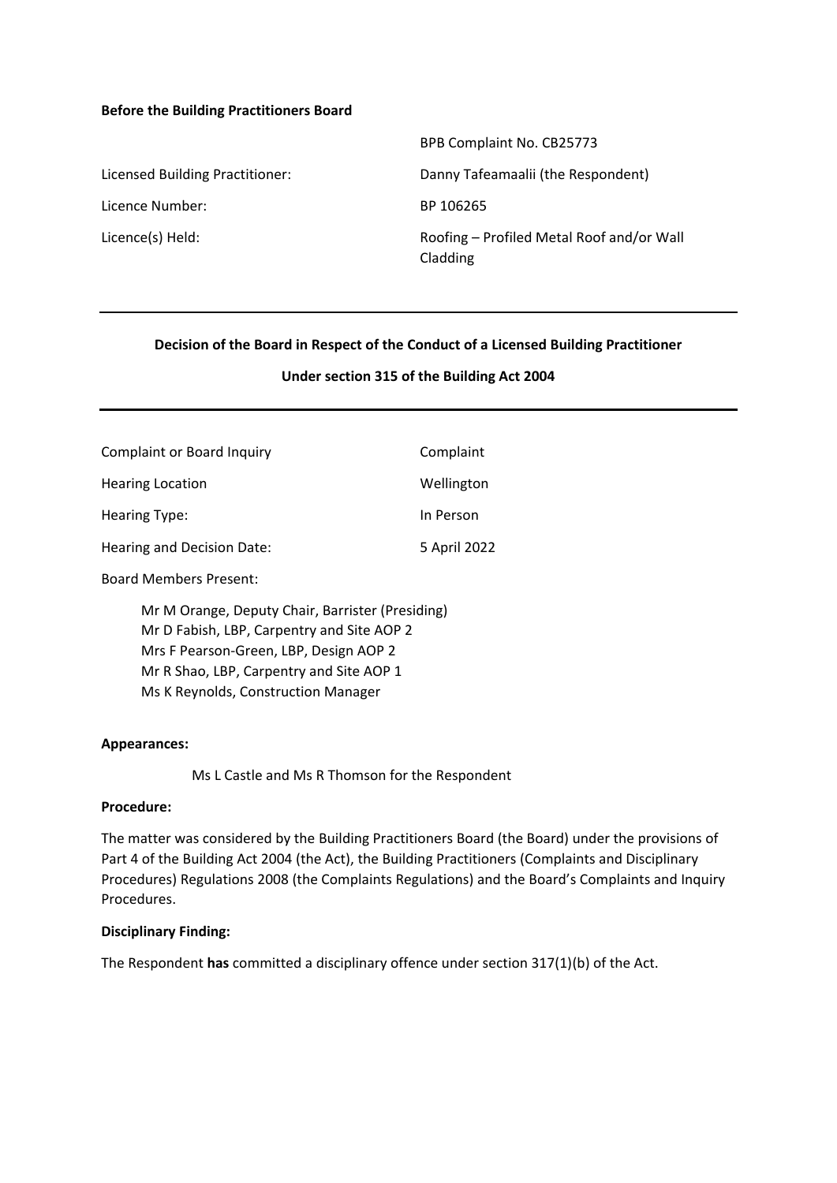**Before the Building Practitioners Board**

| | |
|---|---|
| | BPB Complaint No. CB25773 |
| Licensed Building Practitioner: | Danny Tafeamaalii (the Respondent) |
| Licence Number: | BP 106265 |
| Licence(s) Held: | Roofing – Profiled Metal Roof and/or Wall Cladding |

---

**Decision of the Board in Respect of the Conduct of a Licensed Building Practitioner**

**Under section 315 of the Building Act 2004**

---

| | |
|---|---|
| Complaint or Board Inquiry | Complaint |
| Hearing Location | Wellington |
| Hearing Type: | In Person |
| Hearing and Decision Date: | 5 April 2022 |

Board Members Present:

Mr M Orange, Deputy Chair, Barrister (Presiding)
Mr D Fabish, LBP, Carpentry and Site AOP 2
Mrs F Pearson-Green, LBP, Design AOP 2
Mr R Shao, LBP, Carpentry and Site AOP 1
Ms K Reynolds, Construction Manager

**Appearances:**

Ms L Castle and Ms R Thomson for the Respondent

**Procedure:**

The matter was considered by the Building Practitioners Board (the Board) under the provisions of Part 4 of the Building Act 2004 (the Act), the Building Practitioners (Complaints and Disciplinary Procedures) Regulations 2008 (the Complaints Regulations) and the Board's Complaints and Inquiry Procedures.

**Disciplinary Finding:**

The Respondent **has** committed a disciplinary offence under section 317(1)(b) of the Act.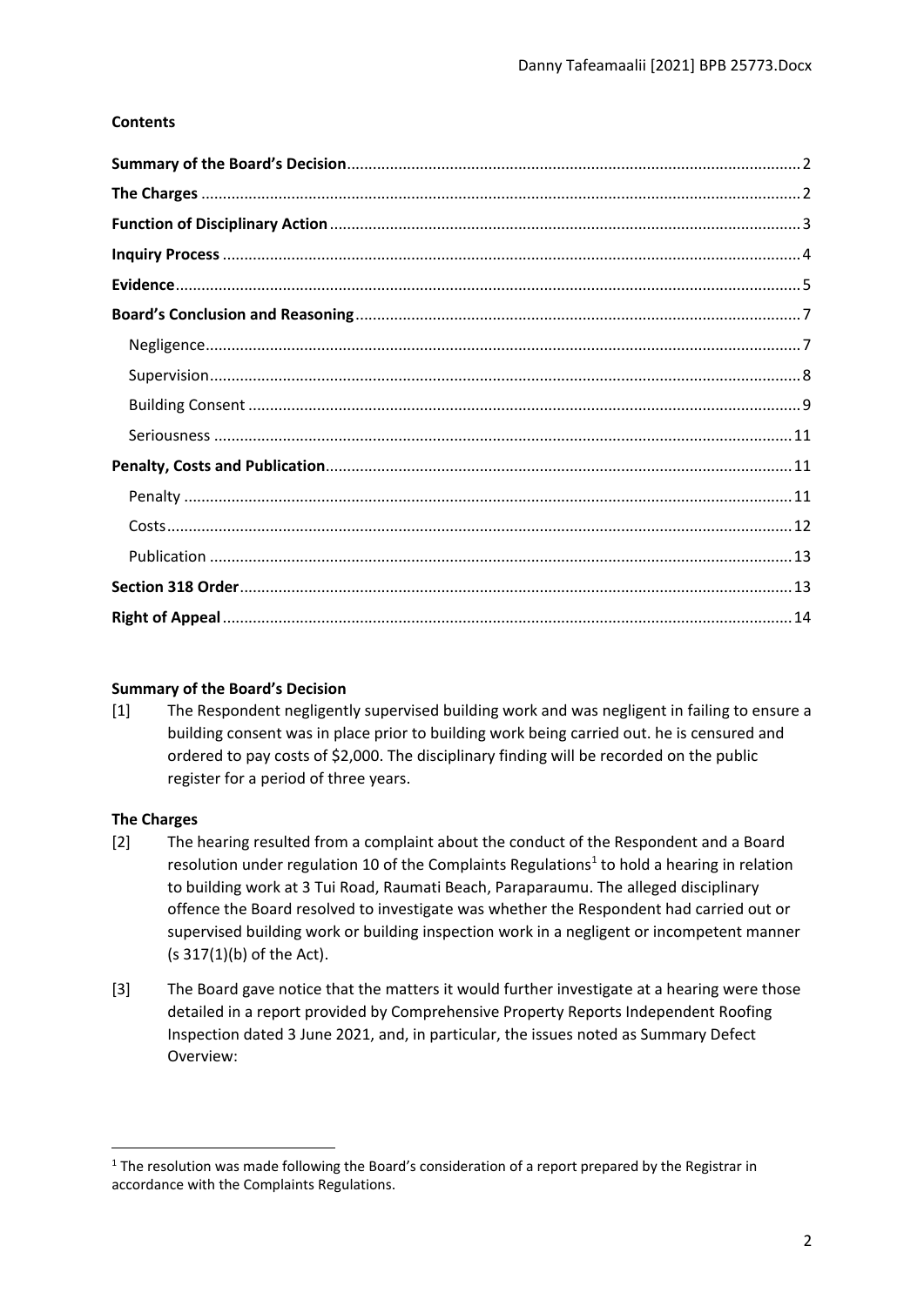**Contents**

| | |
|---|---|
| **Summary of the Board's Decision** | 2 |
| **The Charges** | 2 |
| **Function of Disciplinary Action** | 3 |
| **Inquiry Process** | 4 |
| **Evidence** | 5 |
| **Board's Conclusion and Reasoning** | 7 |
| Negligence | 7 |
| Supervision | 8 |
| Building Consent | 9 |
| Seriousness | 11 |
| **Penalty, Costs and Publication** | 11 |
| Penalty | 11 |
| Costs | 12 |
| Publication | 13 |
| **Section 318 Order** | 13 |
| **Right of Appeal** | 14 |

## Summary of the Board's Decision

[1] The Respondent negligently supervised building work and was negligent in failing to ensure a building consent was in place prior to building work being carried out. he is censured and ordered to pay costs of $2,000. The disciplinary finding will be recorded on the public register for a period of three years.

## The Charges

[2] The hearing resulted from a complaint about the conduct of the Respondent and a Board resolution under regulation 10 of the Complaints Regulations[1] to hold a hearing in relation to building work at 3 Tui Road, Raumati Beach, Paraparaumu. The alleged disciplinary offence the Board resolved to investigate was whether the Respondent had carried out or supervised building work or building inspection work in a negligent or incompetent manner (s 317(1)(b) of the Act).

[3] The Board gave notice that the matters it would further investigate at a hearing were those detailed in a report provided by Comprehensive Property Reports Independent Roofing Inspection dated 3 June 2021, and, in particular, the issues noted as Summary Defect Overview:

[1] The resolution was made following the Board's consideration of a report prepared by the Registrar in accordance with the Complaints Regulations.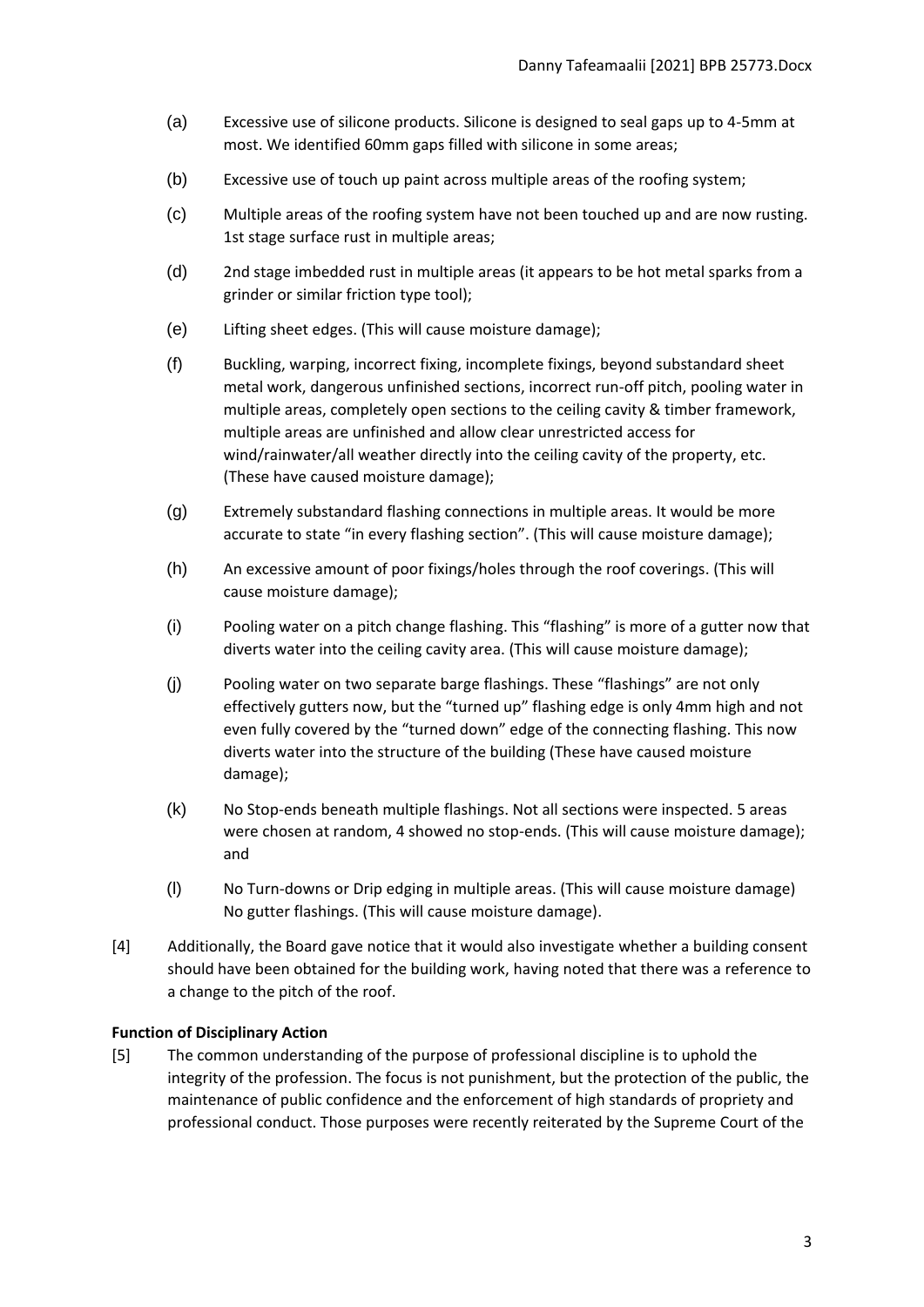(a) Excessive use of silicone products. Silicone is designed to seal gaps up to 4-5mm at most. We identified 60mm gaps filled with silicone in some areas;

(b) Excessive use of touch up paint across multiple areas of the roofing system;

(c) Multiple areas of the roofing system have not been touched up and are now rusting. 1st stage surface rust in multiple areas;

(d) 2nd stage imbedded rust in multiple areas (it appears to be hot metal sparks from a grinder or similar friction type tool);

(e) Lifting sheet edges. (This will cause moisture damage);

(f) Buckling, warping, incorrect fixing, incomplete fixings, beyond substandard sheet metal work, dangerous unfinished sections, incorrect run-off pitch, pooling water in multiple areas, completely open sections to the ceiling cavity & timber framework, multiple areas are unfinished and allow clear unrestricted access for wind/rainwater/all weather directly into the ceiling cavity of the property, etc. (These have caused moisture damage);

(g) Extremely substandard flashing connections in multiple areas. It would be more accurate to state "in every flashing section". (This will cause moisture damage);

(h) An excessive amount of poor fixings/holes through the roof coverings. (This will cause moisture damage);

(i) Pooling water on a pitch change flashing. This "flashing" is more of a gutter now that diverts water into the ceiling cavity area. (This will cause moisture damage);

(j) Pooling water on two separate barge flashings. These "flashings" are not only effectively gutters now, but the "turned up" flashing edge is only 4mm high and not even fully covered by the "turned down" edge of the connecting flashing. This now diverts water into the structure of the building (These have caused moisture damage);

(k) No Stop-ends beneath multiple flashings. Not all sections were inspected. 5 areas were chosen at random, 4 showed no stop-ends. (This will cause moisture damage); and

(l) No Turn-downs or Drip edging in multiple areas. (This will cause moisture damage) No gutter flashings. (This will cause moisture damage).

[4] Additionally, the Board gave notice that it would also investigate whether a building consent should have been obtained for the building work, having noted that there was a reference to a change to the pitch of the roof.

**Function of Disciplinary Action**

[5] The common understanding of the purpose of professional discipline is to uphold the integrity of the profession. The focus is not punishment, but the protection of the public, the maintenance of public confidence and the enforcement of high standards of propriety and professional conduct. Those purposes were recently reiterated by the Supreme Court of the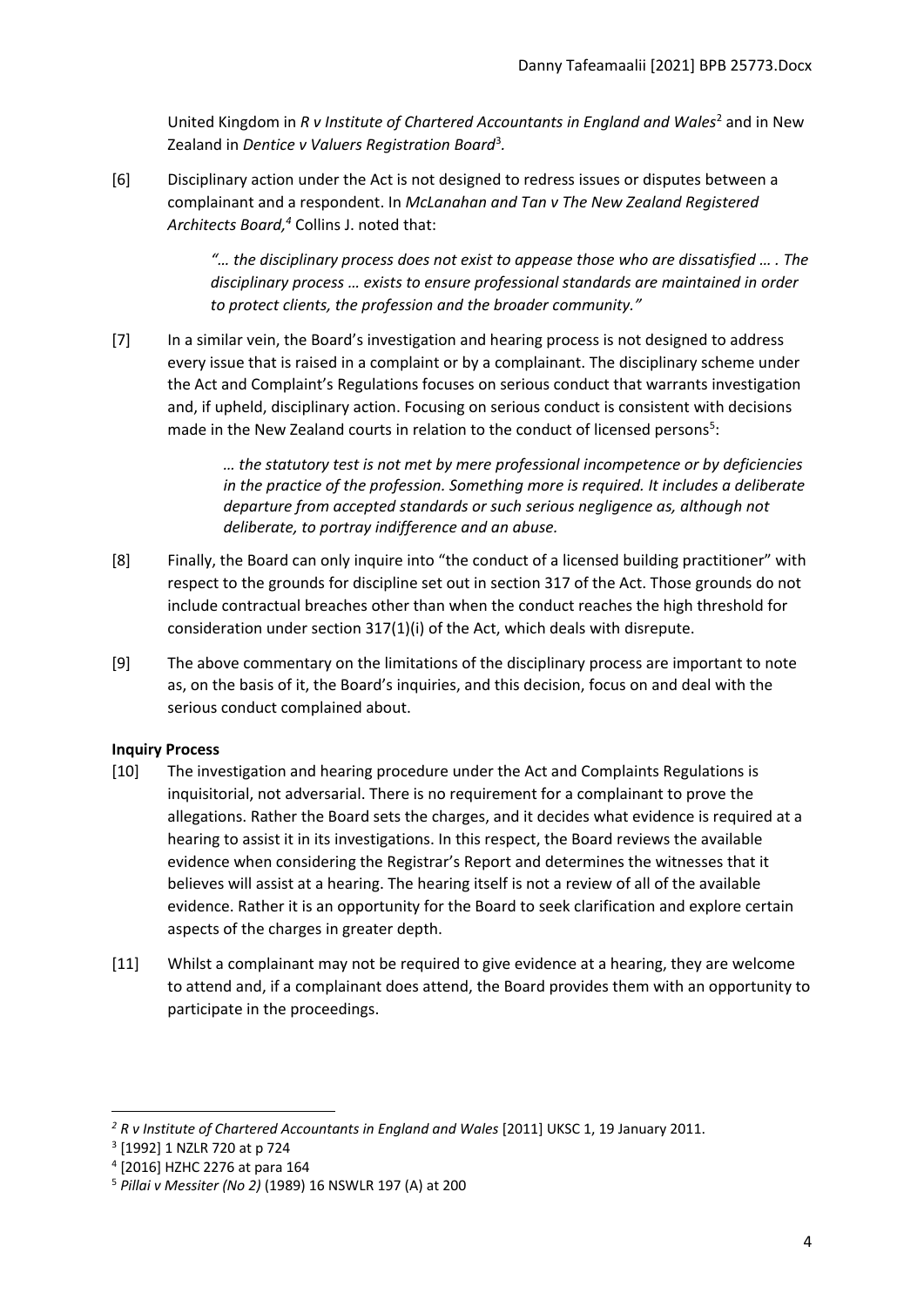United Kingdom in *R v Institute of Chartered Accountants in England and Wales*[2] and in New Zealand in *Dentice v Valuers Registration Board*[3].

[6] Disciplinary action under the Act is not designed to redress issues or disputes between a complainant and a respondent. In *McLanahan and Tan v The New Zealand Registered Architects Board,*[4] Collins J. noted that:

> *"… the disciplinary process does not exist to appease those who are dissatisfied … . The disciplinary process … exists to ensure professional standards are maintained in order to protect clients, the profession and the broader community."*

[7] In a similar vein, the Board's investigation and hearing process is not designed to address every issue that is raised in a complaint or by a complainant. The disciplinary scheme under the Act and Complaint's Regulations focuses on serious conduct that warrants investigation and, if upheld, disciplinary action. Focusing on serious conduct is consistent with decisions made in the New Zealand courts in relation to the conduct of licensed persons[5]:

> *… the statutory test is not met by mere professional incompetence or by deficiencies in the practice of the profession. Something more is required. It includes a deliberate departure from accepted standards or such serious negligence as, although not deliberate, to portray indifference and an abuse.*

[8] Finally, the Board can only inquire into "the conduct of a licensed building practitioner" with respect to the grounds for discipline set out in section 317 of the Act. Those grounds do not include contractual breaches other than when the conduct reaches the high threshold for consideration under section 317(1)(i) of the Act, which deals with disrepute.

[9] The above commentary on the limitations of the disciplinary process are important to note as, on the basis of it, the Board's inquiries, and this decision, focus on and deal with the serious conduct complained about.

**Inquiry Process**

[10] The investigation and hearing procedure under the Act and Complaints Regulations is inquisitorial, not adversarial. There is no requirement for a complainant to prove the allegations. Rather the Board sets the charges, and it decides what evidence is required at a hearing to assist it in its investigations. In this respect, the Board reviews the available evidence when considering the Registrar's Report and determines the witnesses that it believes will assist at a hearing. The hearing itself is not a review of all of the available evidence. Rather it is an opportunity for the Board to seek clarification and explore certain aspects of the charges in greater depth.

[11] Whilst a complainant may not be required to give evidence at a hearing, they are welcome to attend and, if a complainant does attend, the Board provides them with an opportunity to participate in the proceedings.

---

[2] *R v Institute of Chartered Accountants in England and Wales* [2011] UKSC 1, 19 January 2011.

[3] [1992] 1 NZLR 720 at p 724

[4] [2016] HZHC 2276 at para 164

[5] *Pillai v Messiter (No 2)* (1989) 16 NSWLR 197 (A) at 200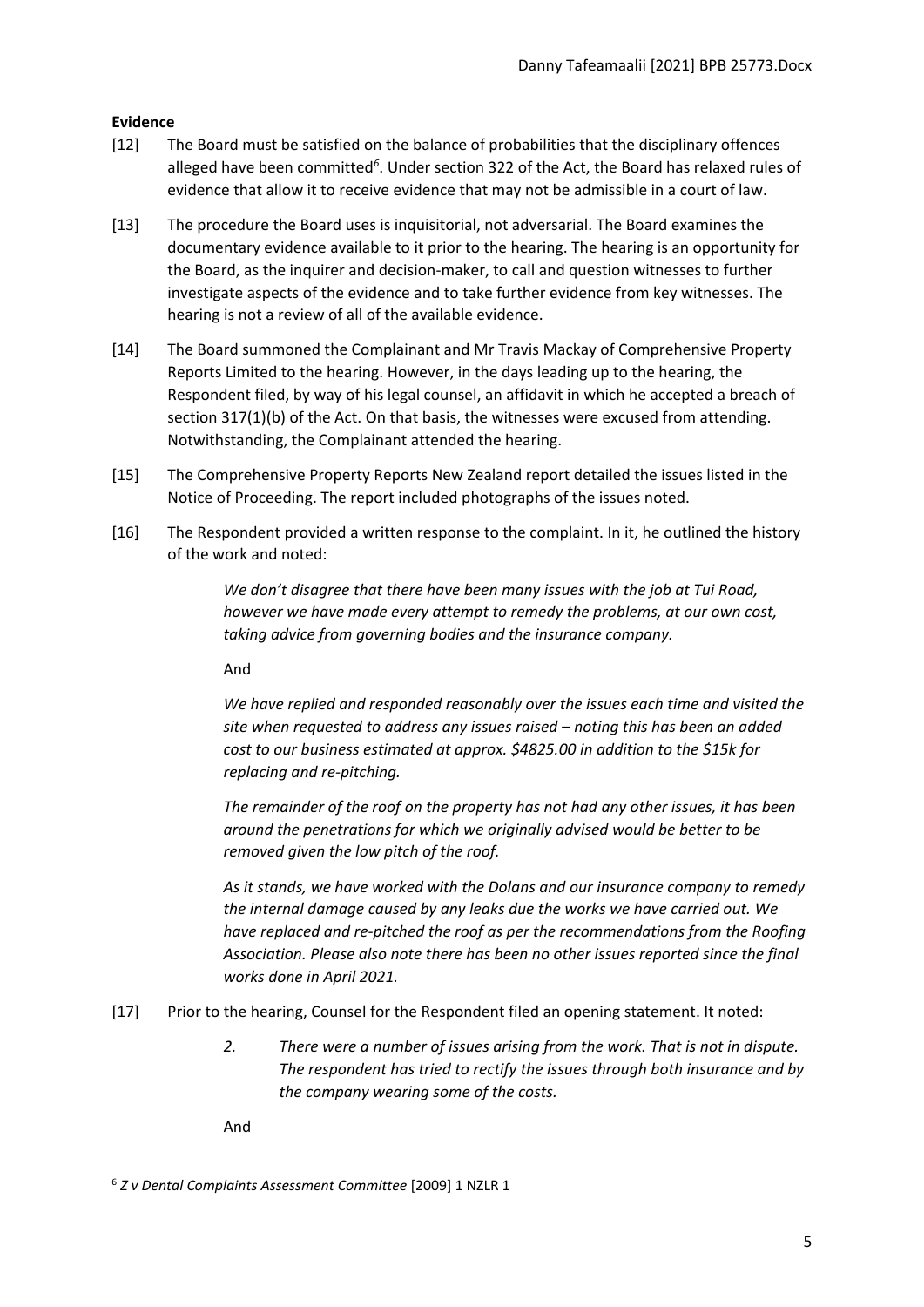**Evidence**

[12] The Board must be satisfied on the balance of probabilities that the disciplinary offences alleged have been committed[6]. Under section 322 of the Act, the Board has relaxed rules of evidence that allow it to receive evidence that may not be admissible in a court of law.

[13] The procedure the Board uses is inquisitorial, not adversarial. The Board examines the documentary evidence available to it prior to the hearing. The hearing is an opportunity for the Board, as the inquirer and decision-maker, to call and question witnesses to further investigate aspects of the evidence and to take further evidence from key witnesses. The hearing is not a review of all of the available evidence.

[14] The Board summoned the Complainant and Mr Travis Mackay of Comprehensive Property Reports Limited to the hearing. However, in the days leading up to the hearing, the Respondent filed, by way of his legal counsel, an affidavit in which he accepted a breach of section 317(1)(b) of the Act. On that basis, the witnesses were excused from attending. Notwithstanding, the Complainant attended the hearing.

[15] The Comprehensive Property Reports New Zealand report detailed the issues listed in the Notice of Proceeding. The report included photographs of the issues noted.

[16] The Respondent provided a written response to the complaint. In it, he outlined the history of the work and noted:

> *We don't disagree that there have been many issues with the job at Tui Road, however we have made every attempt to remedy the problems, at our own cost, taking advice from governing bodies and the insurance company.*
>
> And
>
> *We have replied and responded reasonably over the issues each time and visited the site when requested to address any issues raised – noting this has been an added cost to our business estimated at approx. $4825.00 in addition to the $15k for replacing and re-pitching.*
>
> *The remainder of the roof on the property has not had any other issues, it has been around the penetrations for which we originally advised would be better to be removed given the low pitch of the roof.*
>
> *As it stands, we have worked with the Dolans and our insurance company to remedy the internal damage caused by any leaks due the works we have carried out. We have replaced and re-pitched the roof as per the recommendations from the Roofing Association. Please also note there has been no other issues reported since the final works done in April 2021.*

[17] Prior to the hearing, Counsel for the Respondent filed an opening statement. It noted:

> *2. There were a number of issues arising from the work. That is not in dispute. The respondent has tried to rectify the issues through both insurance and by the company wearing some of the costs.*
>
> And

---

[6] *Z v Dental Complaints Assessment Committee* [2009] 1 NZLR 1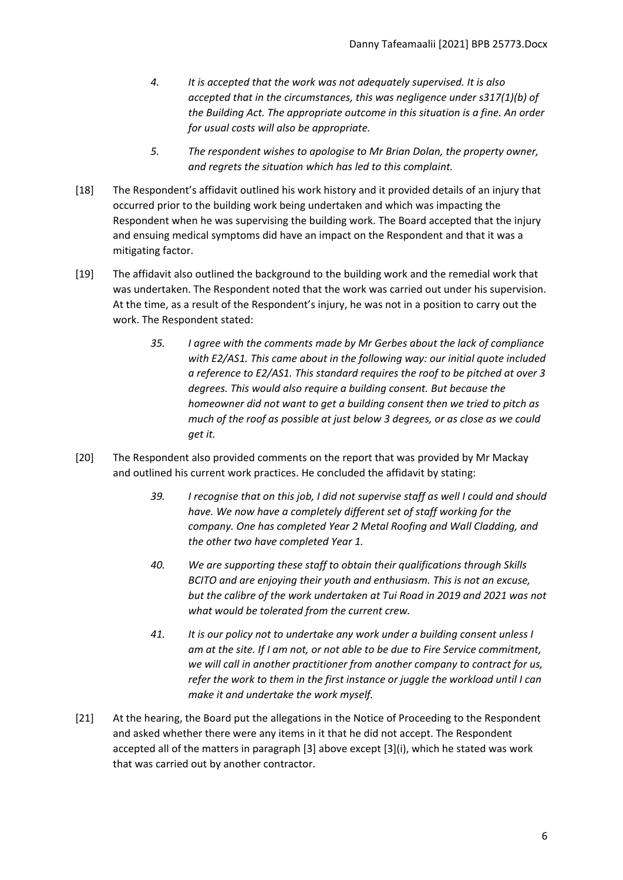> 4. *It is accepted that the work was not adequately supervised. It is also accepted that in the circumstances, this was negligence under s317(1)(b) of the Building Act. The appropriate outcome in this situation is a fine. An order for usual costs will also be appropriate.*
>
> 5. *The respondent wishes to apologise to Mr Brian Dolan, the property owner, and regrets the situation which has led to this complaint.*

[18] The Respondent's affidavit outlined his work history and it provided details of an injury that occurred prior to the building work being undertaken and which was impacting the Respondent when he was supervising the building work. The Board accepted that the injury and ensuing medical symptoms did have an impact on the Respondent and that it was a mitigating factor.

[19] The affidavit also outlined the background to the building work and the remedial work that was undertaken. The Respondent noted that the work was carried out under his supervision. At the time, as a result of the Respondent's injury, he was not in a position to carry out the work. The Respondent stated:

> 35. *I agree with the comments made by Mr Gerbes about the lack of compliance with E2/AS1. This came about in the following way: our initial quote included a reference to E2/AS1. This standard requires the roof to be pitched at over 3 degrees. This would also require a building consent. But because the homeowner did not want to get a building consent then we tried to pitch as much of the roof as possible at just below 3 degrees, or as close as we could get it.*

[20] The Respondent also provided comments on the report that was provided by Mr Mackay and outlined his current work practices. He concluded the affidavit by stating:

> 39. *I recognise that on this job, I did not supervise staff as well I could and should have. We now have a completely different set of staff working for the company. One has completed Year 2 Metal Roofing and Wall Cladding, and the other two have completed Year 1.*
>
> 40. *We are supporting these staff to obtain their qualifications through Skills BCITO and are enjoying their youth and enthusiasm. This is not an excuse, but the calibre of the work undertaken at Tui Road in 2019 and 2021 was not what would be tolerated from the current crew.*
>
> 41. *It is our policy not to undertake any work under a building consent unless I am at the site. If I am not, or not able to be due to Fire Service commitment, we will call in another practitioner from another company to contract for us, refer the work to them in the first instance or juggle the workload until I can make it and undertake the work myself.*

[21] At the hearing, the Board put the allegations in the Notice of Proceeding to the Respondent and asked whether there were any items in it that he did not accept. The Respondent accepted all of the matters in paragraph [3] above except [3](i), which he stated was work that was carried out by another contractor.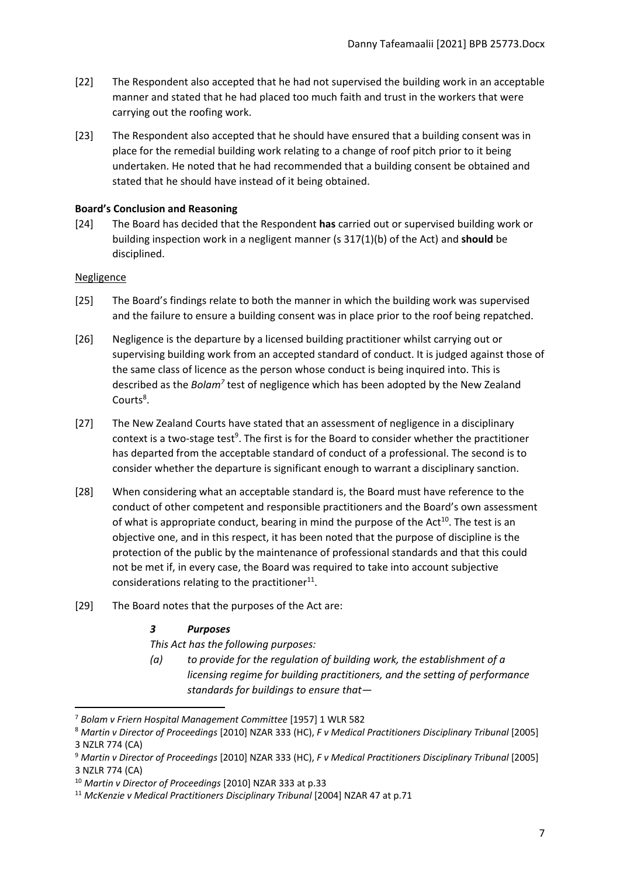[22] The Respondent also accepted that he had not supervised the building work in an acceptable manner and stated that he had placed too much faith and trust in the workers that were carrying out the roofing work.

[23] The Respondent also accepted that he should have ensured that a building consent was in place for the remedial building work relating to a change of roof pitch prior to it being undertaken. He noted that he had recommended that a building consent be obtained and stated that he should have instead of it being obtained.

**Board's Conclusion and Reasoning**

[24] The Board has decided that the Respondent **has** carried out or supervised building work or building inspection work in a negligent manner (s 317(1)(b) of the Act) and **should** be disciplined.

Negligence

[25] The Board's findings relate to both the manner in which the building work was supervised and the failure to ensure a building consent was in place prior to the roof being repatched.

[26] Negligence is the departure by a licensed building practitioner whilst carrying out or supervising building work from an accepted standard of conduct. It is judged against those of the same class of licence as the person whose conduct is being inquired into. This is described as the *Bolam*[7] test of negligence which has been adopted by the New Zealand Courts[8].

[27] The New Zealand Courts have stated that an assessment of negligence in a disciplinary context is a two-stage test[9]. The first is for the Board to consider whether the practitioner has departed from the acceptable standard of conduct of a professional. The second is to consider whether the departure is significant enough to warrant a disciplinary sanction.

[28] When considering what an acceptable standard is, the Board must have reference to the conduct of other competent and responsible practitioners and the Board's own assessment of what is appropriate conduct, bearing in mind the purpose of the Act[10]. The test is an objective one, and in this respect, it has been noted that the purpose of discipline is the protection of the public by the maintenance of professional standards and that this could not be met if, in every case, the Board was required to take into account subjective considerations relating to the practitioner[11].

[29] The Board notes that the purposes of the Act are:

> ***3 Purposes***
>
> *This Act has the following purposes:*
>
> *(a) to provide for the regulation of building work, the establishment of a licensing regime for building practitioners, and the setting of performance standards for buildings to ensure that—*

---

[7] *Bolam v Friern Hospital Management Committee* [1957] 1 WLR 582

[8] *Martin v Director of Proceedings* [2010] NZAR 333 (HC), *F v Medical Practitioners Disciplinary Tribunal* [2005] 3 NZLR 774 (CA)

[9] *Martin v Director of Proceedings* [2010] NZAR 333 (HC), *F v Medical Practitioners Disciplinary Tribunal* [2005] 3 NZLR 774 (CA)

[10] *Martin v Director of Proceedings* [2010] NZAR 333 at p.33

[11] *McKenzie v Medical Practitioners Disciplinary Tribunal* [2004] NZAR 47 at p.71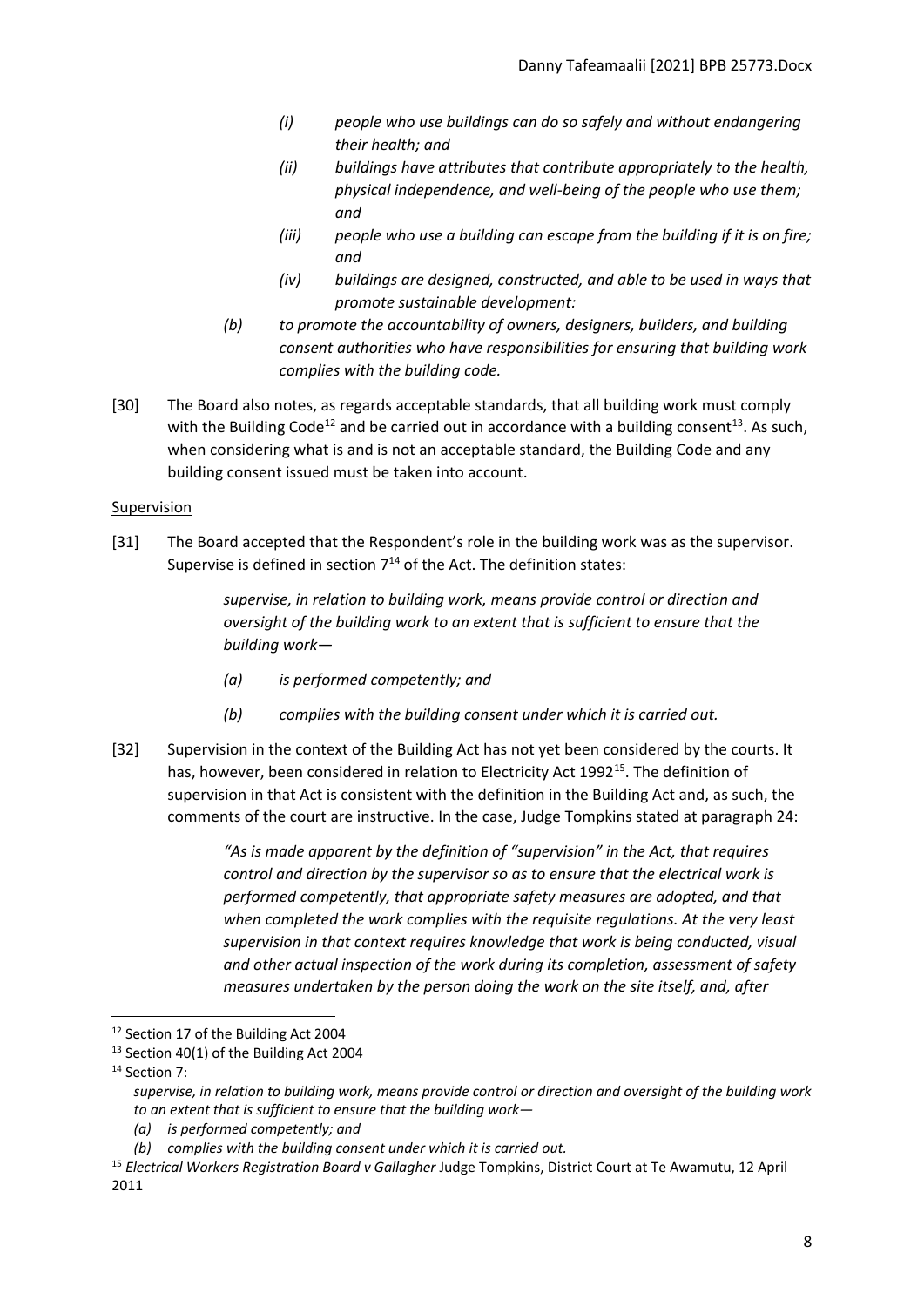> *(i) people who use buildings can do so safely and without endangering their health; and*
>
> *(ii) buildings have attributes that contribute appropriately to the health, physical independence, and well-being of the people who use them; and*
>
> *(iii) people who use a building can escape from the building if it is on fire; and*
>
> *(iv) buildings are designed, constructed, and able to be used in ways that promote sustainable development:*
>
> *(b) to promote the accountability of owners, designers, builders, and building consent authorities who have responsibilities for ensuring that building work complies with the building code.*

[30] The Board also notes, as regards acceptable standards, that all building work must comply with the Building Code[12] and be carried out in accordance with a building consent[13]. As such, when considering what is and is not an acceptable standard, the Building Code and any building consent issued must be taken into account.

Supervision

[31] The Board accepted that the Respondent's role in the building work was as the supervisor. Supervise is defined in section 7[14] of the Act. The definition states:

> *supervise, in relation to building work, means provide control or direction and oversight of the building work to an extent that is sufficient to ensure that the building work—*
>
> *(a) is performed competently; and*
>
> *(b) complies with the building consent under which it is carried out.*

[32] Supervision in the context of the Building Act has not yet been considered by the courts. It has, however, been considered in relation to Electricity Act 1992[15]. The definition of supervision in that Act is consistent with the definition in the Building Act and, as such, the comments of the court are instructive. In the case, Judge Tompkins stated at paragraph 24:

> *"As is made apparent by the definition of "supervision" in the Act, that requires control and direction by the supervisor so as to ensure that the electrical work is performed competently, that appropriate safety measures are adopted, and that when completed the work complies with the requisite regulations. At the very least supervision in that context requires knowledge that work is being conducted, visual and other actual inspection of the work during its completion, assessment of safety measures undertaken by the person doing the work on the site itself, and, after*

---

[12] Section 17 of the Building Act 2004

[13] Section 40(1) of the Building Act 2004

[14] Section 7:
*supervise, in relation to building work, means provide control or direction and oversight of the building work to an extent that is sufficient to ensure that the building work—*
*(a) is performed competently; and*
*(b) complies with the building consent under which it is carried out.*

[15] *Electrical Workers Registration Board v Gallagher* Judge Tompkins, District Court at Te Awamutu, 12 April 2011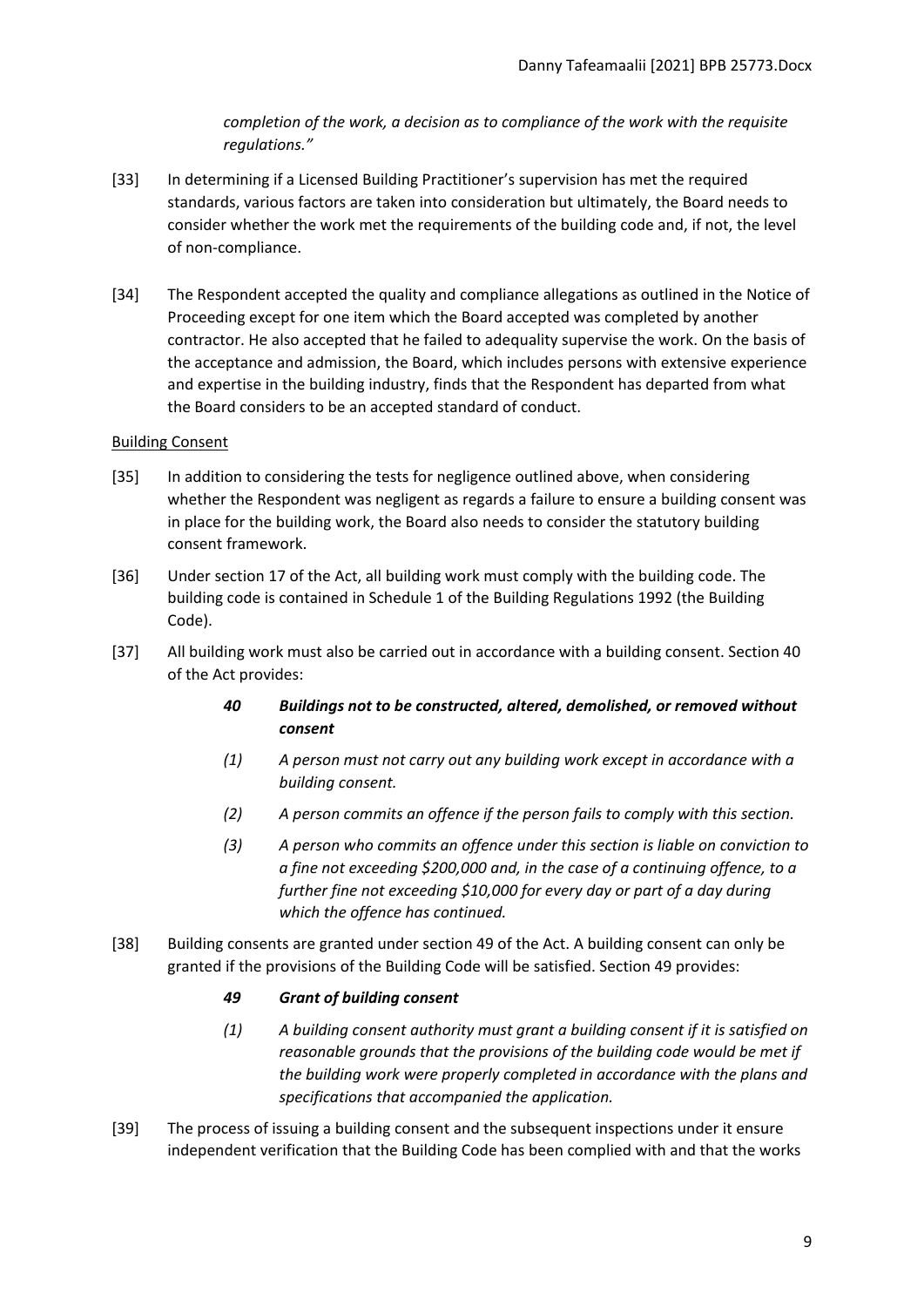*completion of the work, a decision as to compliance of the work with the requisite regulations."*

[33] In determining if a Licensed Building Practitioner's supervision has met the required standards, various factors are taken into consideration but ultimately, the Board needs to consider whether the work met the requirements of the building code and, if not, the level of non-compliance.

[34] The Respondent accepted the quality and compliance allegations as outlined in the Notice of Proceeding except for one item which the Board accepted was completed by another contractor. He also accepted that he failed to adequality supervise the work. On the basis of the acceptance and admission, the Board, which includes persons with extensive experience and expertise in the building industry, finds that the Respondent has departed from what the Board considers to be an accepted standard of conduct.

Building Consent

[35] In addition to considering the tests for negligence outlined above, when considering whether the Respondent was negligent as regards a failure to ensure a building consent was in place for the building work, the Board also needs to consider the statutory building consent framework.

[36] Under section 17 of the Act, all building work must comply with the building code. The building code is contained in Schedule 1 of the Building Regulations 1992 (the Building Code).

[37] All building work must also be carried out in accordance with a building consent. Section 40 of the Act provides:

> ***40 Buildings not to be constructed, altered, demolished, or removed without consent***
>
> *(1) A person must not carry out any building work except in accordance with a building consent.*
>
> *(2) A person commits an offence if the person fails to comply with this section.*
>
> *(3) A person who commits an offence under this section is liable on conviction to a fine not exceeding $200,000 and, in the case of a continuing offence, to a further fine not exceeding $10,000 for every day or part of a day during which the offence has continued.*

[38] Building consents are granted under section 49 of the Act. A building consent can only be granted if the provisions of the Building Code will be satisfied. Section 49 provides:

> ***49 Grant of building consent***
>
> *(1) A building consent authority must grant a building consent if it is satisfied on reasonable grounds that the provisions of the building code would be met if the building work were properly completed in accordance with the plans and specifications that accompanied the application.*

[39] The process of issuing a building consent and the subsequent inspections under it ensure independent verification that the Building Code has been complied with and that the works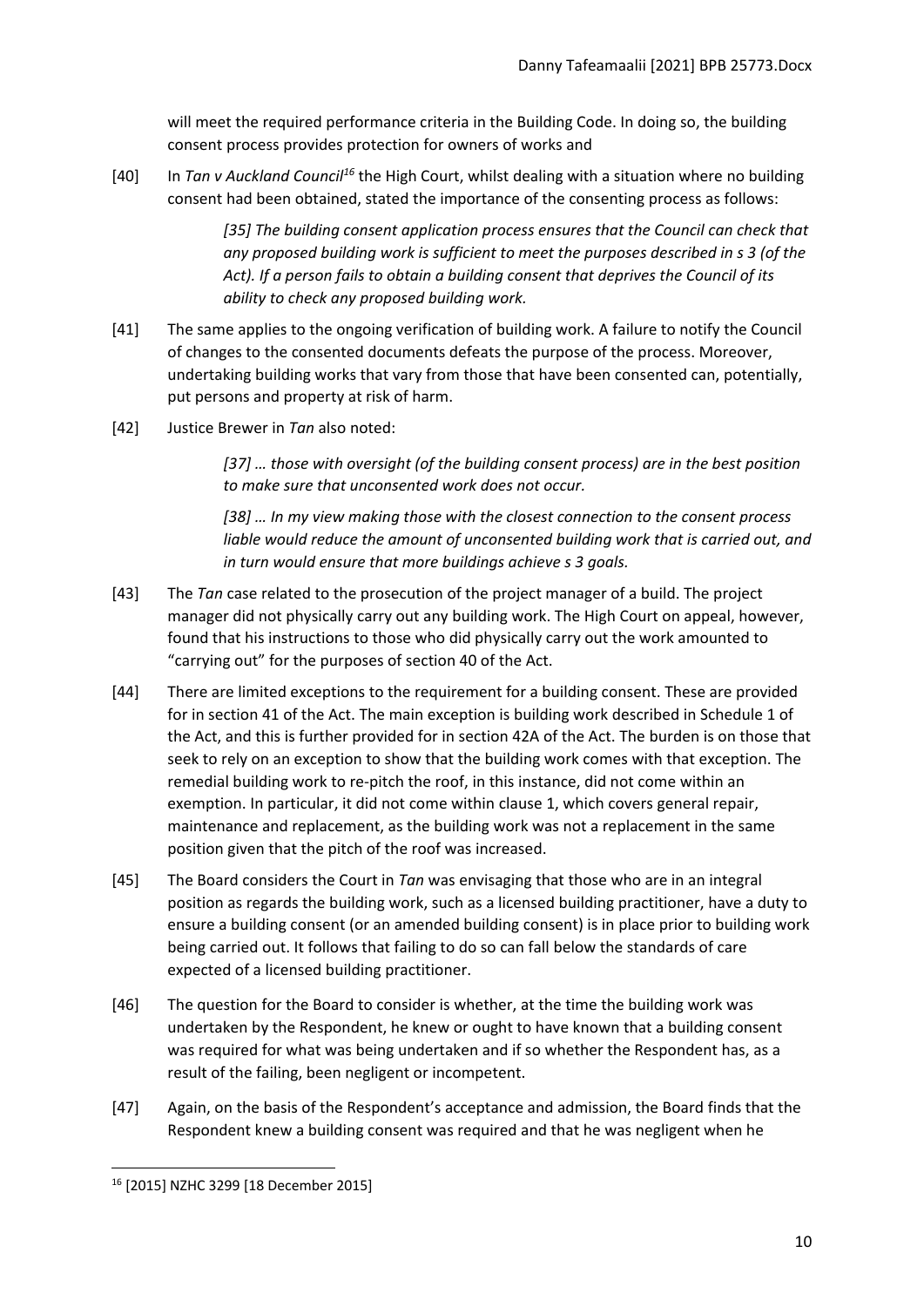will meet the required performance criteria in the Building Code. In doing so, the building consent process provides protection for owners of works and

[40] In *Tan v Auckland Council*[16] the High Court, whilst dealing with a situation where no building consent had been obtained, stated the importance of the consenting process as follows:

> *[35] The building consent application process ensures that the Council can check that any proposed building work is sufficient to meet the purposes described in s 3 (of the Act). If a person fails to obtain a building consent that deprives the Council of its ability to check any proposed building work.*

[41] The same applies to the ongoing verification of building work. A failure to notify the Council of changes to the consented documents defeats the purpose of the process. Moreover, undertaking building works that vary from those that have been consented can, potentially, put persons and property at risk of harm.

[42] Justice Brewer in *Tan* also noted:

> *[37] … those with oversight (of the building consent process) are in the best position to make sure that unconsented work does not occur.*
>
> *[38] … In my view making those with the closest connection to the consent process liable would reduce the amount of unconsented building work that is carried out, and in turn would ensure that more buildings achieve s 3 goals.*

[43] The *Tan* case related to the prosecution of the project manager of a build. The project manager did not physically carry out any building work. The High Court on appeal, however, found that his instructions to those who did physically carry out the work amounted to "carrying out" for the purposes of section 40 of the Act.

[44] There are limited exceptions to the requirement for a building consent. These are provided for in section 41 of the Act. The main exception is building work described in Schedule 1 of the Act, and this is further provided for in section 42A of the Act. The burden is on those that seek to rely on an exception to show that the building work comes with that exception. The remedial building work to re-pitch the roof, in this instance, did not come within an exemption. In particular, it did not come within clause 1, which covers general repair, maintenance and replacement, as the building work was not a replacement in the same position given that the pitch of the roof was increased.

[45] The Board considers the Court in *Tan* was envisaging that those who are in an integral position as regards the building work, such as a licensed building practitioner, have a duty to ensure a building consent (or an amended building consent) is in place prior to building work being carried out. It follows that failing to do so can fall below the standards of care expected of a licensed building practitioner.

[46] The question for the Board to consider is whether, at the time the building work was undertaken by the Respondent, he knew or ought to have known that a building consent was required for what was being undertaken and if so whether the Respondent has, as a result of the failing, been negligent or incompetent.

[47] Again, on the basis of the Respondent's acceptance and admission, the Board finds that the Respondent knew a building consent was required and that he was negligent when he

---

[16] [2015] NZHC 3299 [18 December 2015]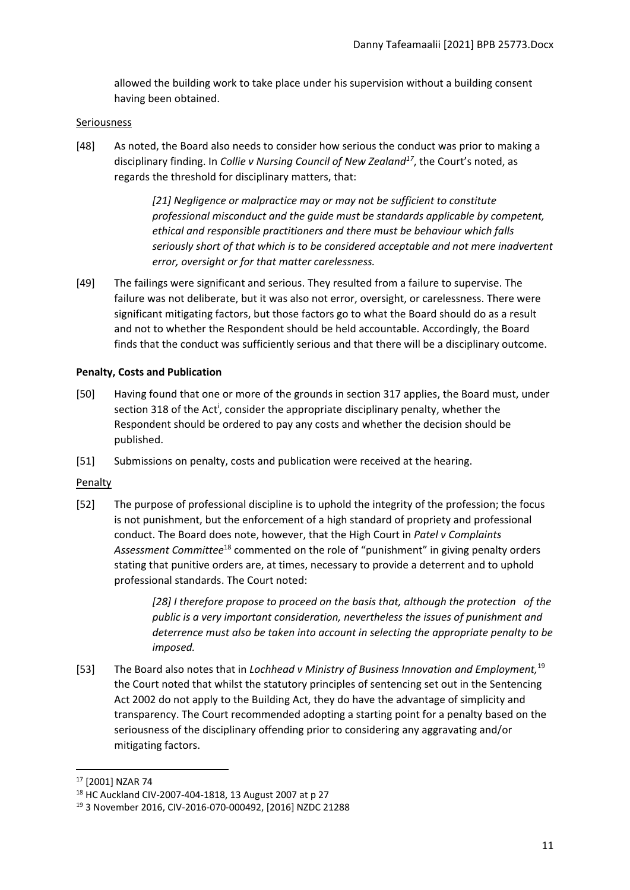allowed the building work to take place under his supervision without a building consent having been obtained.

Seriousness

[48] As noted, the Board also needs to consider how serious the conduct was prior to making a disciplinary finding. In *Collie v Nursing Council of New Zealand*[17], the Court's noted, as regards the threshold for disciplinary matters, that:

> *[21] Negligence or malpractice may or may not be sufficient to constitute professional misconduct and the guide must be standards applicable by competent, ethical and responsible practitioners and there must be behaviour which falls seriously short of that which is to be considered acceptable and not mere inadvertent error, oversight or for that matter carelessness.*

[49] The failings were significant and serious. They resulted from a failure to supervise. The failure was not deliberate, but it was also not error, oversight, or carelessness. There were significant mitigating factors, but those factors go to what the Board should do as a result and not to whether the Respondent should be held accountable. Accordingly, the Board finds that the conduct was sufficiently serious and that there will be a disciplinary outcome.

**Penalty, Costs and Publication**

[50] Having found that one or more of the grounds in section 317 applies, the Board must, under section 318 of the Act[i], consider the appropriate disciplinary penalty, whether the Respondent should be ordered to pay any costs and whether the decision should be published.

[51] Submissions on penalty, costs and publication were received at the hearing.

Penalty

[52] The purpose of professional discipline is to uphold the integrity of the profession; the focus is not punishment, but the enforcement of a high standard of propriety and professional conduct. The Board does note, however, that the High Court in *Patel v Complaints Assessment Committee*[18] commented on the role of "punishment" in giving penalty orders stating that punitive orders are, at times, necessary to provide a deterrent and to uphold professional standards. The Court noted:

> *[28] I therefore propose to proceed on the basis that, although the protection of the public is a very important consideration, nevertheless the issues of punishment and deterrence must also be taken into account in selecting the appropriate penalty to be imposed.*

[53] The Board also notes that in *Lochhead v Ministry of Business Innovation and Employment,*[19] the Court noted that whilst the statutory principles of sentencing set out in the Sentencing Act 2002 do not apply to the Building Act, they do have the advantage of simplicity and transparency. The Court recommended adopting a starting point for a penalty based on the seriousness of the disciplinary offending prior to considering any aggravating and/or mitigating factors.

---

[17] [2001] NZAR 74

[18] HC Auckland CIV-2007-404-1818, 13 August 2007 at p 27

[19] 3 November 2016, CIV-2016-070-000492, [2016] NZDC 21288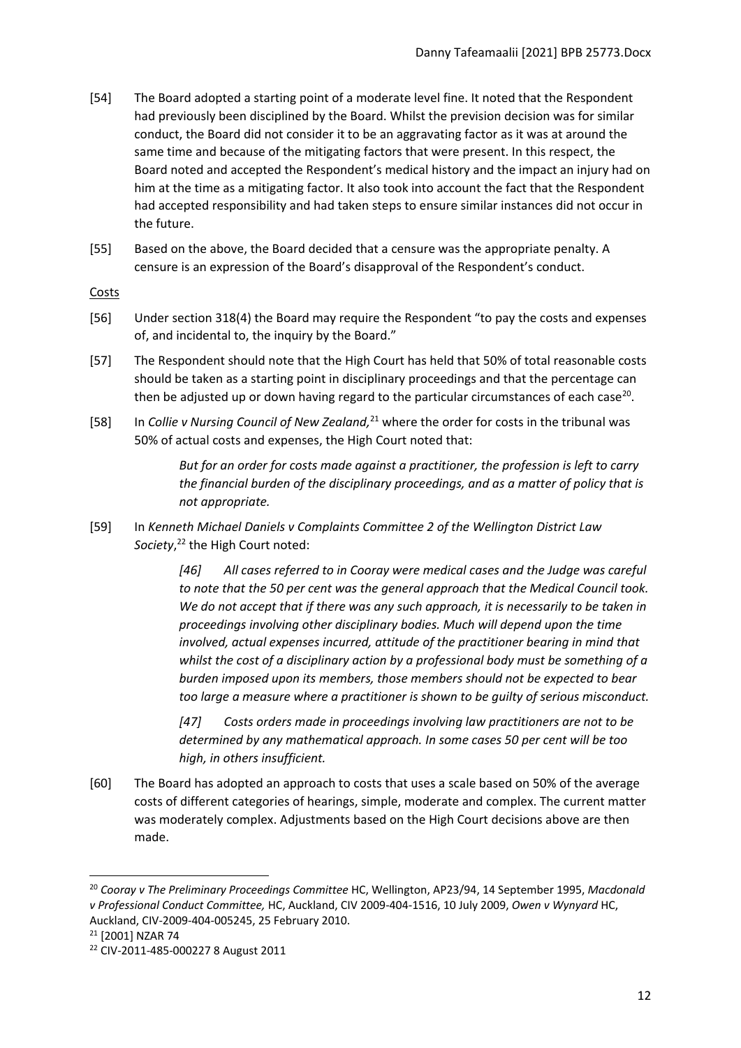[54] The Board adopted a starting point of a moderate level fine. It noted that the Respondent had previously been disciplined by the Board. Whilst the prevision decision was for similar conduct, the Board did not consider it to be an aggravating factor as it was at around the same time and because of the mitigating factors that were present. In this respect, the Board noted and accepted the Respondent's medical history and the impact an injury had on him at the time as a mitigating factor. It also took into account the fact that the Respondent had accepted responsibility and had taken steps to ensure similar instances did not occur in the future.

[55] Based on the above, the Board decided that a censure was the appropriate penalty. A censure is an expression of the Board's disapproval of the Respondent's conduct.

Costs

[56] Under section 318(4) the Board may require the Respondent "to pay the costs and expenses of, and incidental to, the inquiry by the Board."

[57] The Respondent should note that the High Court has held that 50% of total reasonable costs should be taken as a starting point in disciplinary proceedings and that the percentage can then be adjusted up or down having regard to the particular circumstances of each case[20].

[58] In *Collie v Nursing Council of New Zealand,*[21] where the order for costs in the tribunal was 50% of actual costs and expenses, the High Court noted that:

> *But for an order for costs made against a practitioner, the profession is left to carry the financial burden of the disciplinary proceedings, and as a matter of policy that is not appropriate.*

[59] In *Kenneth Michael Daniels v Complaints Committee 2 of the Wellington District Law Society*,[22] the High Court noted:

> *[46] All cases referred to in Cooray were medical cases and the Judge was careful to note that the 50 per cent was the general approach that the Medical Council took. We do not accept that if there was any such approach, it is necessarily to be taken in proceedings involving other disciplinary bodies. Much will depend upon the time involved, actual expenses incurred, attitude of the practitioner bearing in mind that whilst the cost of a disciplinary action by a professional body must be something of a burden imposed upon its members, those members should not be expected to bear too large a measure where a practitioner is shown to be guilty of serious misconduct.*
>
> *[47] Costs orders made in proceedings involving law practitioners are not to be determined by any mathematical approach. In some cases 50 per cent will be too high, in others insufficient.*

[60] The Board has adopted an approach to costs that uses a scale based on 50% of the average costs of different categories of hearings, simple, moderate and complex. The current matter was moderately complex. Adjustments based on the High Court decisions above are then made.

---

[20] *Cooray v The Preliminary Proceedings Committee* HC, Wellington, AP23/94, 14 September 1995, *Macdonald v Professional Conduct Committee,* HC, Auckland, CIV 2009-404-1516, 10 July 2009, *Owen v Wynyard* HC, Auckland, CIV-2009-404-005245, 25 February 2010.

[21] [2001] NZAR 74

[22] CIV-2011-485-000227 8 August 2011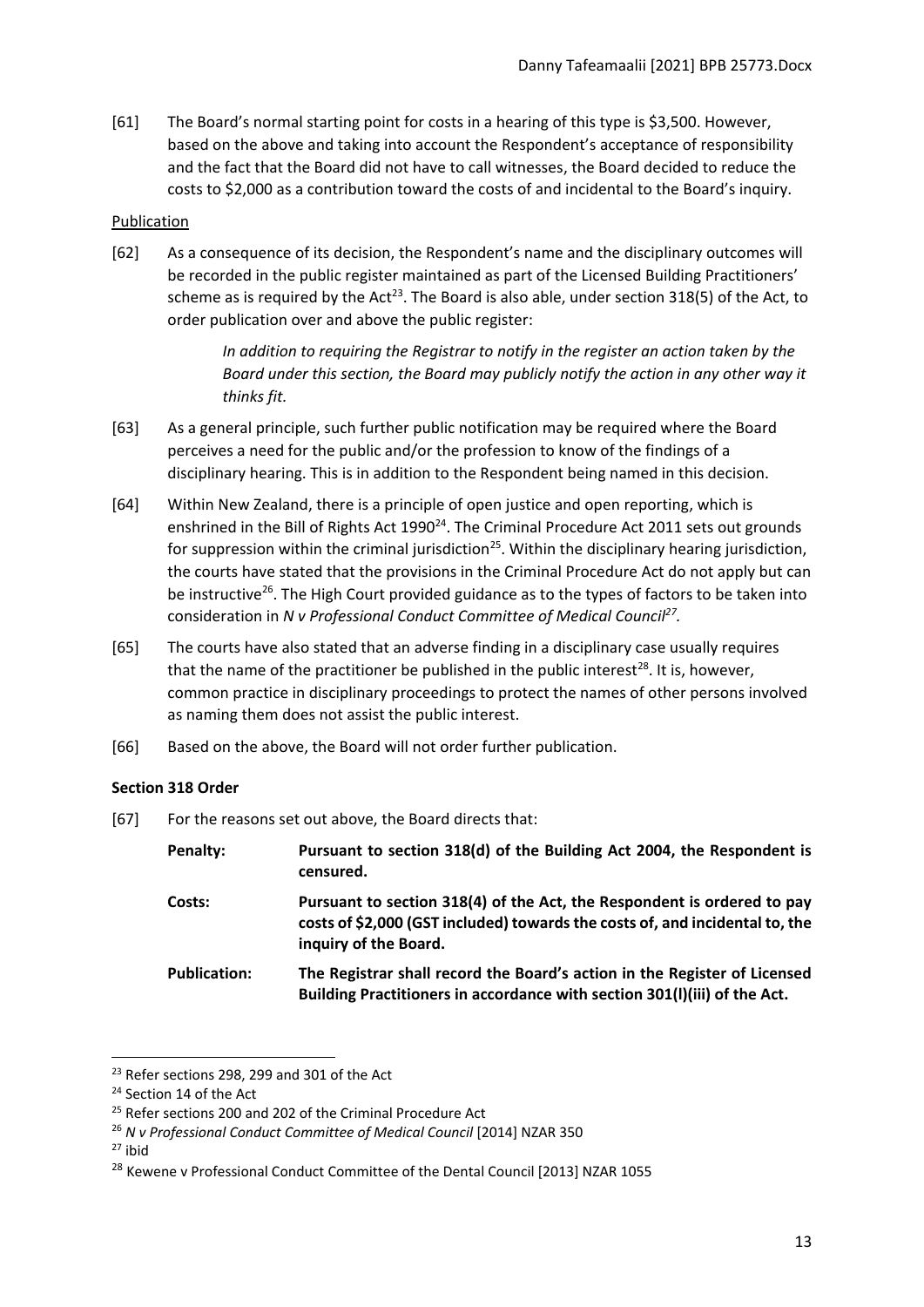[61] The Board's normal starting point for costs in a hearing of this type is $3,500. However, based on the above and taking into account the Respondent's acceptance of responsibility and the fact that the Board did not have to call witnesses, the Board decided to reduce the costs to $2,000 as a contribution toward the costs of and incidental to the Board's inquiry.

Publication

[62] As a consequence of its decision, the Respondent's name and the disciplinary outcomes will be recorded in the public register maintained as part of the Licensed Building Practitioners' scheme as is required by the Act[23]. The Board is also able, under section 318(5) of the Act, to order publication over and above the public register:

> *In addition to requiring the Registrar to notify in the register an action taken by the Board under this section, the Board may publicly notify the action in any other way it thinks fit.*

[63] As a general principle, such further public notification may be required where the Board perceives a need for the public and/or the profession to know of the findings of a disciplinary hearing. This is in addition to the Respondent being named in this decision.

[64] Within New Zealand, there is a principle of open justice and open reporting, which is enshrined in the Bill of Rights Act 1990[24]. The Criminal Procedure Act 2011 sets out grounds for suppression within the criminal jurisdiction[25]. Within the disciplinary hearing jurisdiction, the courts have stated that the provisions in the Criminal Procedure Act do not apply but can be instructive[26]. The High Court provided guidance as to the types of factors to be taken into consideration in *N v Professional Conduct Committee of Medical Council*[27].

[65] The courts have also stated that an adverse finding in a disciplinary case usually requires that the name of the practitioner be published in the public interest[28]. It is, however, common practice in disciplinary proceedings to protect the names of other persons involved as naming them does not assist the public interest.

[66] Based on the above, the Board will not order further publication.

**Section 318 Order**

[67] For the reasons set out above, the Board directs that:

**Penalty:** **Pursuant to section 318(d) of the Building Act 2004, the Respondent is censured.**

**Costs:** **Pursuant to section 318(4) of the Act, the Respondent is ordered to pay costs of $2,000 (GST included) towards the costs of, and incidental to, the inquiry of the Board.**

**Publication:** **The Registrar shall record the Board's action in the Register of Licensed Building Practitioners in accordance with section 301(l)(iii) of the Act.**

---

[23] Refer sections 298, 299 and 301 of the Act

[24] Section 14 of the Act

[25] Refer sections 200 and 202 of the Criminal Procedure Act

[26] *N v Professional Conduct Committee of Medical Council* [2014] NZAR 350

[27] ibid

[28] Kewene v Professional Conduct Committee of the Dental Council [2013] NZAR 1055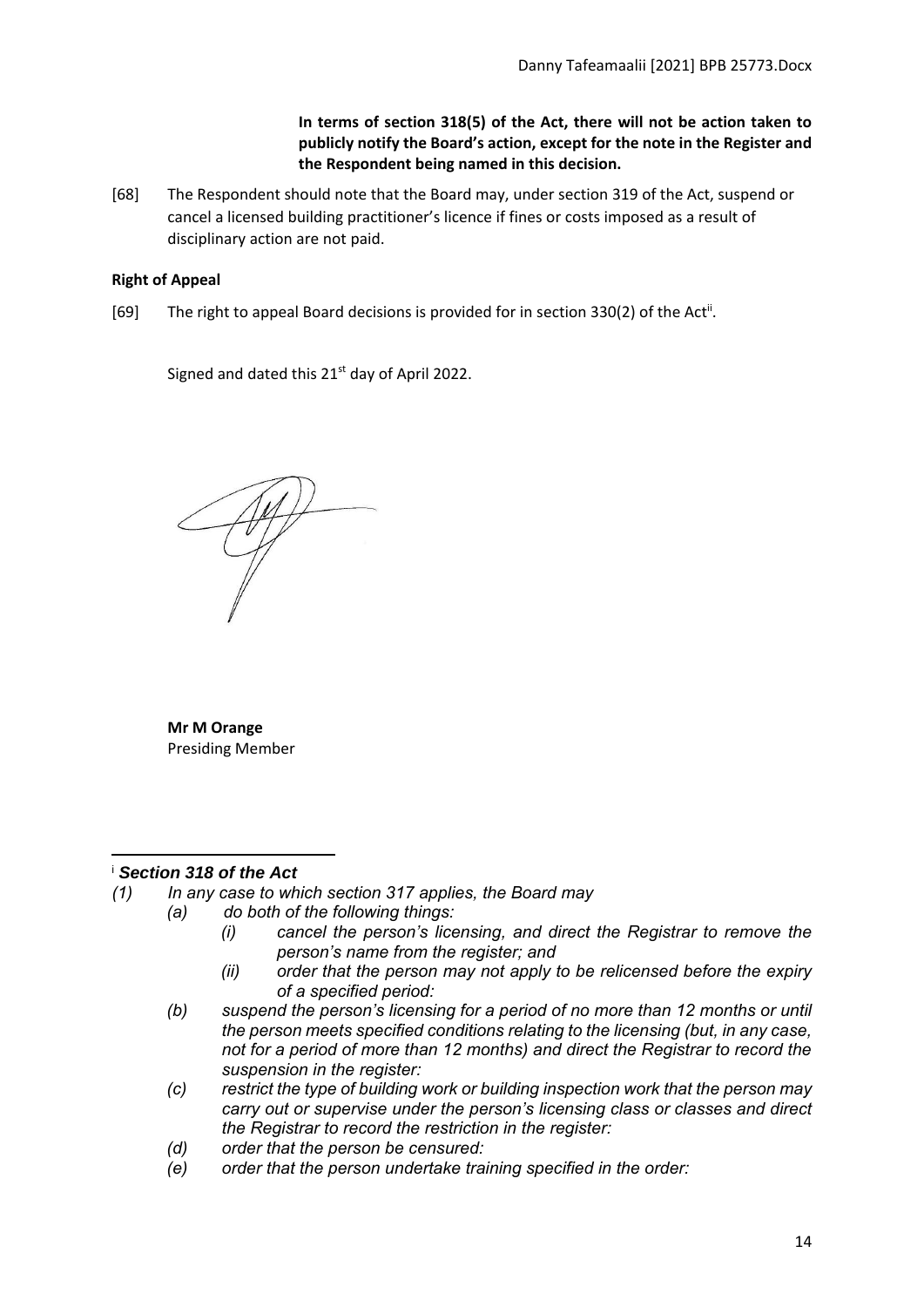**In terms of section 318(5) of the Act, there will not be action taken to publicly notify the Board's action, except for the note in the Register and the Respondent being named in this decision.**

[68] The Respondent should note that the Board may, under section 319 of the Act, suspend or cancel a licensed building practitioner's licence if fines or costs imposed as a result of disciplinary action are not paid.

**Right of Appeal**

[69] The right to appeal Board decisions is provided for in section 330(2) of the Act[ii].

Signed and dated this 21st day of April 2022.

**Mr M Orange**
Presiding Member

---

[i] ***Section 318 of the Act***

*(1) In any case to which section 317 applies, the Board may*

*(a) do both of the following things:*

*(i) cancel the person's licensing, and direct the Registrar to remove the person's name from the register; and*

*(ii) order that the person may not apply to be relicensed before the expiry of a specified period:*

*(b) suspend the person's licensing for a period of no more than 12 months or until the person meets specified conditions relating to the licensing (but, in any case, not for a period of more than 12 months) and direct the Registrar to record the suspension in the register:*

*(c) restrict the type of building work or building inspection work that the person may carry out or supervise under the person's licensing class or classes and direct the Registrar to record the restriction in the register:*

*(d) order that the person be censured:*

*(e) order that the person undertake training specified in the order:*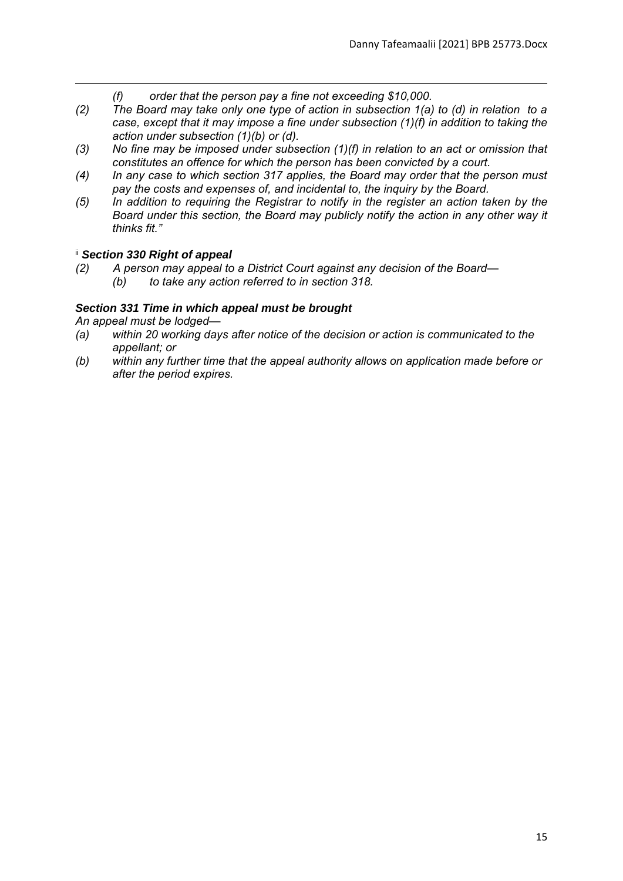*(f) order that the person pay a fine not exceeding $10,000.*

*(2) The Board may take only one type of action in subsection 1(a) to (d) in relation to a case, except that it may impose a fine under subsection (1)(f) in addition to taking the action under subsection (1)(b) or (d).*

*(3) No fine may be imposed under subsection (1)(f) in relation to an act or omission that constitutes an offence for which the person has been convicted by a court.*

*(4) In any case to which section 317 applies, the Board may order that the person must pay the costs and expenses of, and incidental to, the inquiry by the Board.*

*(5) In addition to requiring the Registrar to notify in the register an action taken by the Board under this section, the Board may publicly notify the action in any other way it thinks fit."*

[ii] ***Section 330 Right of appeal***

*(2) A person may appeal to a District Court against any decision of the Board—*

*(b) to take any action referred to in section 318.*

***Section 331 Time in which appeal must be brought***

*An appeal must be lodged—*

*(a) within 20 working days after notice of the decision or action is communicated to the appellant; or*

*(b) within any further time that the appeal authority allows on application made before or after the period expires.*